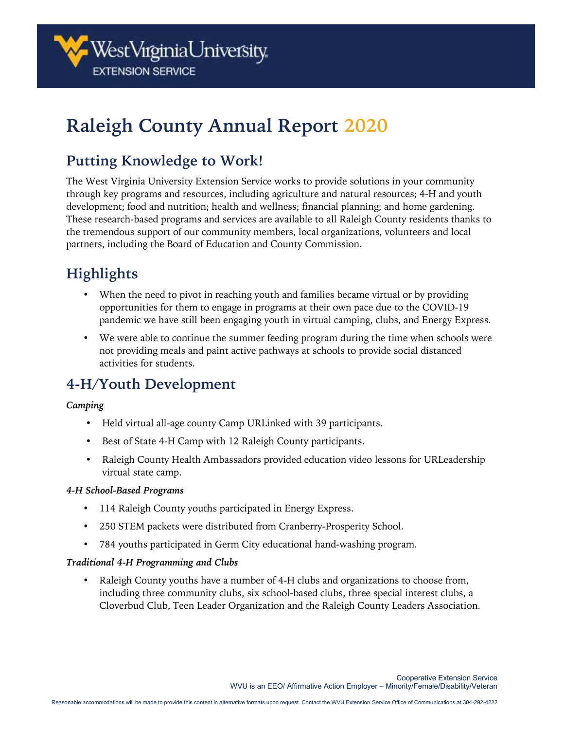# Raleigh County Annual Report 2020

## Putting Knowledge to Work!

The West Virginia University Extension Service works to provide solutions in your community through key programs and resources, including agriculture and natural resources; 4-H and youth development; food and nutrition; health and wellness; financial planning; and home gardening. These research-based programs and services are available to all Raleigh County residents thanks to the tremendous support of our community members, local organizations, volunteers and local partners, including the Board of Education and County Commission.

## Highlights

- When the need to pivot in reaching youth and families became virtual or by providing opportunities for them to engage in programs at their own pace due to the COVID-19 pandemic we have still been engaging youth in virtual camping, clubs, and Energy Express.
- We were able to continue the summer feeding program during the time when schools were not providing meals and paint active pathways at schools to provide social distanced activities for students.

## 4-H/Youth Development

***Camping***

- Held virtual all-age county Camp URLinked with 39 participants.
- Best of State 4-H Camp with 12 Raleigh County participants.
- Raleigh County Health Ambassadors provided education video lessons for URLeadership virtual state camp.

***4-H School-Based Programs***

- 114 Raleigh County youths participated in Energy Express.
- 250 STEM packets were distributed from Cranberry-Prosperity School.
- 784 youths participated in Germ City educational hand-washing program.

***Traditional 4-H Programming and Clubs***

- Raleigh County youths have a number of 4-H clubs and organizations to choose from, including three community clubs, six school-based clubs, three special interest clubs, a Cloverbud Club, Teen Leader Organization and the Raleigh County Leaders Association.

Cooperative Extension Service
WVU is an EEO/ Affirmative Action Employer – Minority/Female/Disability/Veteran

Reasonable accommodations will be made to provide this content in alternative formats upon request. Contact the WVU Extension Service Office of Communications at 304-292-4222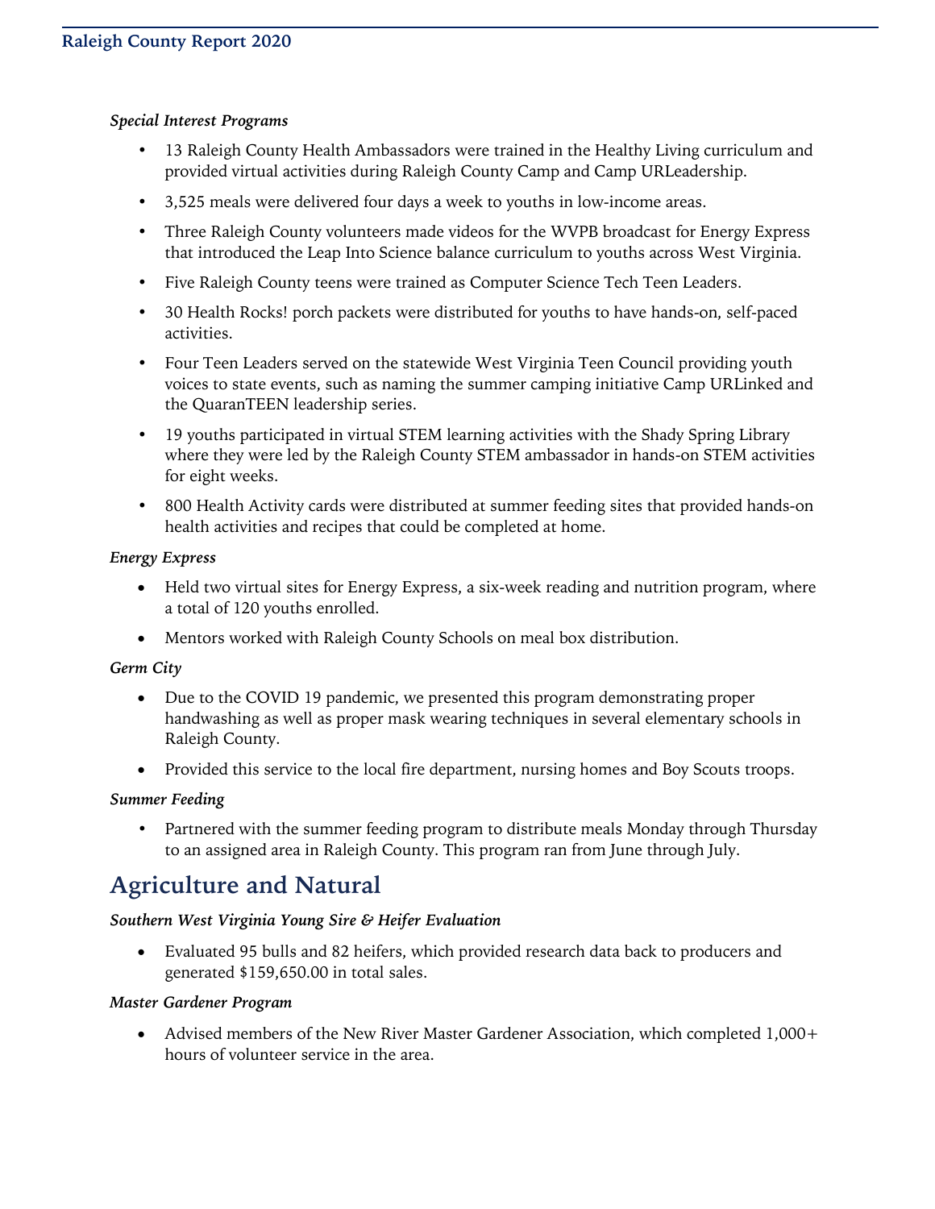*Special Interest Programs*

- 13 Raleigh County Health Ambassadors were trained in the Healthy Living curriculum and provided virtual activities during Raleigh County Camp and Camp URLeadership.
- 3,525 meals were delivered four days a week to youths in low-income areas.
- Three Raleigh County volunteers made videos for the WVPB broadcast for Energy Express that introduced the Leap Into Science balance curriculum to youths across West Virginia.
- Five Raleigh County teens were trained as Computer Science Tech Teen Leaders.
- 30 Health Rocks! porch packets were distributed for youths to have hands-on, self-paced activities.
- Four Teen Leaders served on the statewide West Virginia Teen Council providing youth voices to state events, such as naming the summer camping initiative Camp URLinked and the QuaranTEEN leadership series.
- 19 youths participated in virtual STEM learning activities with the Shady Spring Library where they were led by the Raleigh County STEM ambassador in hands-on STEM activities for eight weeks.
- 800 Health Activity cards were distributed at summer feeding sites that provided hands-on health activities and recipes that could be completed at home.

*Energy Express*

- Held two virtual sites for Energy Express, a six-week reading and nutrition program, where a total of 120 youths enrolled.
- Mentors worked with Raleigh County Schools on meal box distribution.

*Germ City*

- Due to the COVID 19 pandemic, we presented this program demonstrating proper handwashing as well as proper mask wearing techniques in several elementary schools in Raleigh County.
- Provided this service to the local fire department, nursing homes and Boy Scouts troops.

*Summer Feeding*

- Partnered with the summer feeding program to distribute meals Monday through Thursday to an assigned area in Raleigh County. This program ran from June through July.

## Agriculture and Natural

*Southern West Virginia Young Sire & Heifer Evaluation*

- Evaluated 95 bulls and 82 heifers, which provided research data back to producers and generated $159,650.00 in total sales.

*Master Gardener Program*

- Advised members of the New River Master Gardener Association, which completed 1,000+ hours of volunteer service in the area.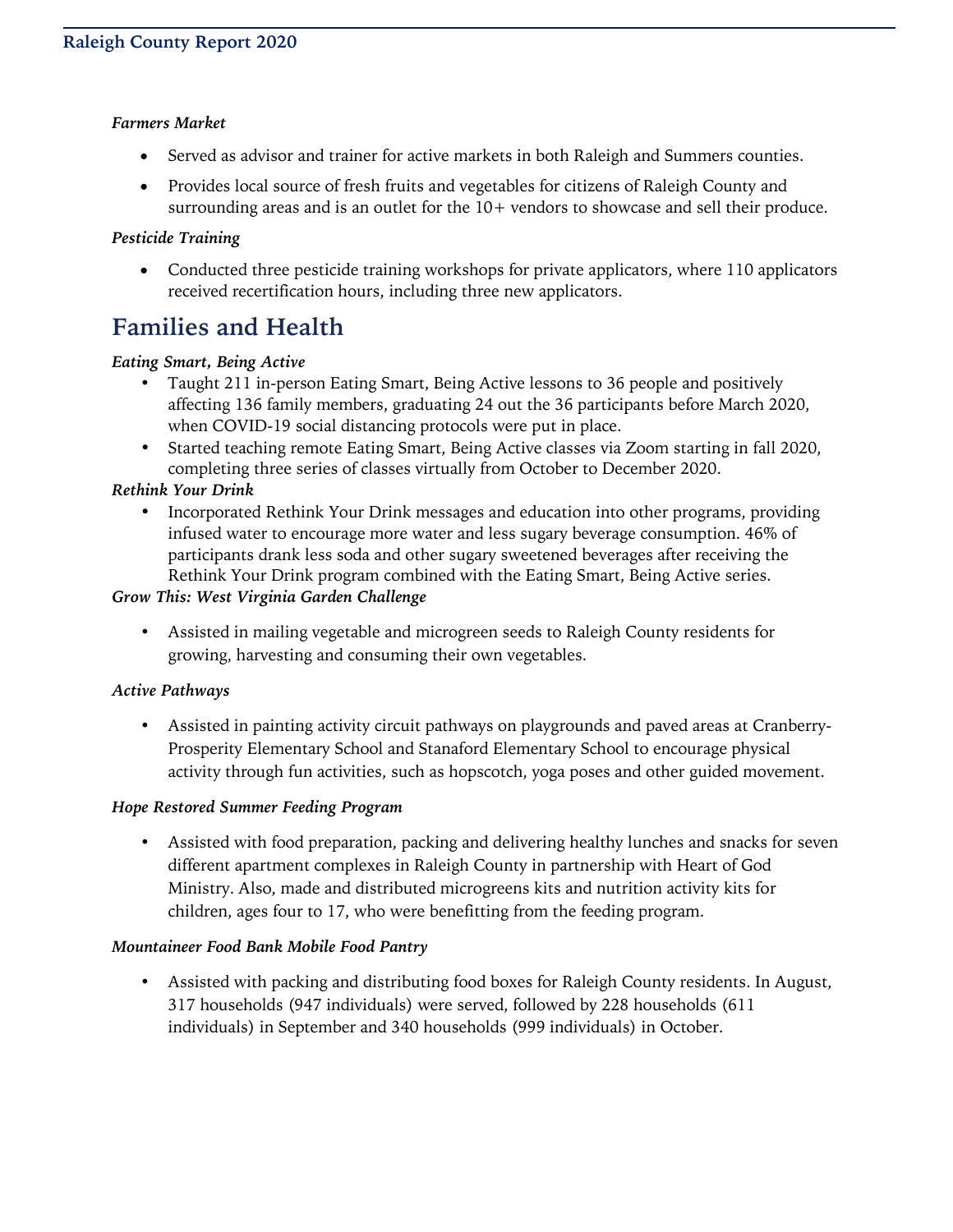*Farmers Market*

- Served as advisor and trainer for active markets in both Raleigh and Summers counties.
- Provides local source of fresh fruits and vegetables for citizens of Raleigh County and surrounding areas and is an outlet for the 10+ vendors to showcase and sell their produce.

*Pesticide Training*

- Conducted three pesticide training workshops for private applicators, where 110 applicators received recertification hours, including three new applicators.

## Families and Health

*Eating Smart, Being Active*

- Taught 211 in-person Eating Smart, Being Active lessons to 36 people and positively affecting 136 family members, graduating 24 out the 36 participants before March 2020, when COVID-19 social distancing protocols were put in place.
- Started teaching remote Eating Smart, Being Active classes via Zoom starting in fall 2020, completing three series of classes virtually from October to December 2020.

*Rethink Your Drink*

- Incorporated Rethink Your Drink messages and education into other programs, providing infused water to encourage more water and less sugary beverage consumption. 46% of participants drank less soda and other sugary sweetened beverages after receiving the Rethink Your Drink program combined with the Eating Smart, Being Active series.

*Grow This: West Virginia Garden Challenge*

- Assisted in mailing vegetable and microgreen seeds to Raleigh County residents for growing, harvesting and consuming their own vegetables.

*Active Pathways*

- Assisted in painting activity circuit pathways on playgrounds and paved areas at Cranberry-Prosperity Elementary School and Stanaford Elementary School to encourage physical activity through fun activities, such as hopscotch, yoga poses and other guided movement.

*Hope Restored Summer Feeding Program*

- Assisted with food preparation, packing and delivering healthy lunches and snacks for seven different apartment complexes in Raleigh County in partnership with Heart of God Ministry. Also, made and distributed microgreens kits and nutrition activity kits for children, ages four to 17, who were benefitting from the feeding program.

*Mountaineer Food Bank Mobile Food Pantry*

- Assisted with packing and distributing food boxes for Raleigh County residents. In August, 317 households (947 individuals) were served, followed by 228 households (611 individuals) in September and 340 households (999 individuals) in October.